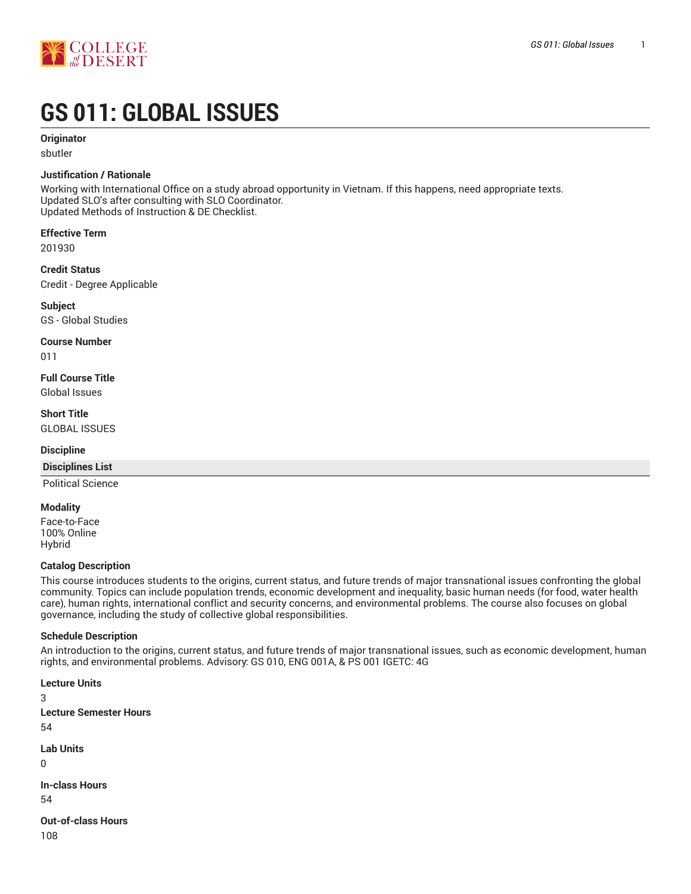# GS 011: GLOBAL ISSUES

**Originator**

sbutler

**Justification / Rationale**

Working with International Office on a study abroad opportunity in Vietnam. If this happens, need appropriate texts.
Updated SLO's after consulting with SLO Coordinator.
Updated Methods of Instruction & DE Checklist.

**Effective Term**

201930

**Credit Status**

Credit - Degree Applicable

**Subject**

GS - Global Studies

**Course Number**

011

**Full Course Title**

Global Issues

**Short Title**

GLOBAL ISSUES

**Discipline**

| Disciplines List |
|---|
| Political Science |

**Modality**

Face-to-Face
100% Online
Hybrid

**Catalog Description**

This course introduces students to the origins, current status, and future trends of major transnational issues confronting the global community. Topics can include population trends, economic development and inequality, basic human needs (for food, water health care), human rights, international conflict and security concerns, and environmental problems. The course also focuses on global governance, including the study of collective global responsibilities.

**Schedule Description**

An introduction to the origins, current status, and future trends of major transnational issues, such as economic development, human rights, and environmental problems. Advisory: GS 010, ENG 001A, & PS 001 IGETC: 4G

**Lecture Units**

3

**Lecture Semester Hours**

54

**Lab Units**

0

**In-class Hours**

54

**Out-of-class Hours**

108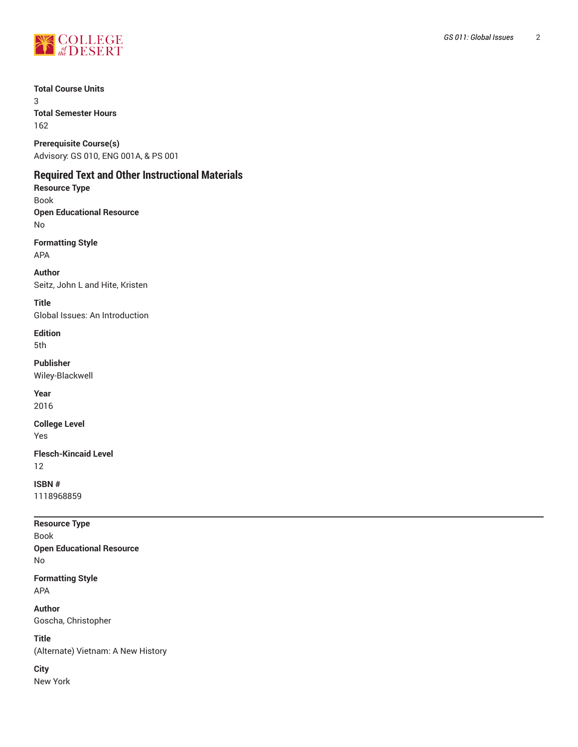**Total Course Units**
3
**Total Semester Hours**
162

**Prerequisite Course(s)**
Advisory: GS 010, ENG 001A, & PS 001

## Required Text and Other Instructional Materials

**Resource Type**
Book
**Open Educational Resource**
No

**Formatting Style**
APA

**Author**
Seitz, John L and Hite, Kristen

**Title**
Global Issues: An Introduction

**Edition**
5th

**Publisher**
Wiley-Blackwell

**Year**
2016

**College Level**
Yes

**Flesch-Kincaid Level**
12

**ISBN #**
1118968859

---

**Resource Type**
Book
**Open Educational Resource**
No

**Formatting Style**
APA

**Author**
Goscha, Christopher

**Title**
(Alternate) Vietnam: A New History

**City**
New York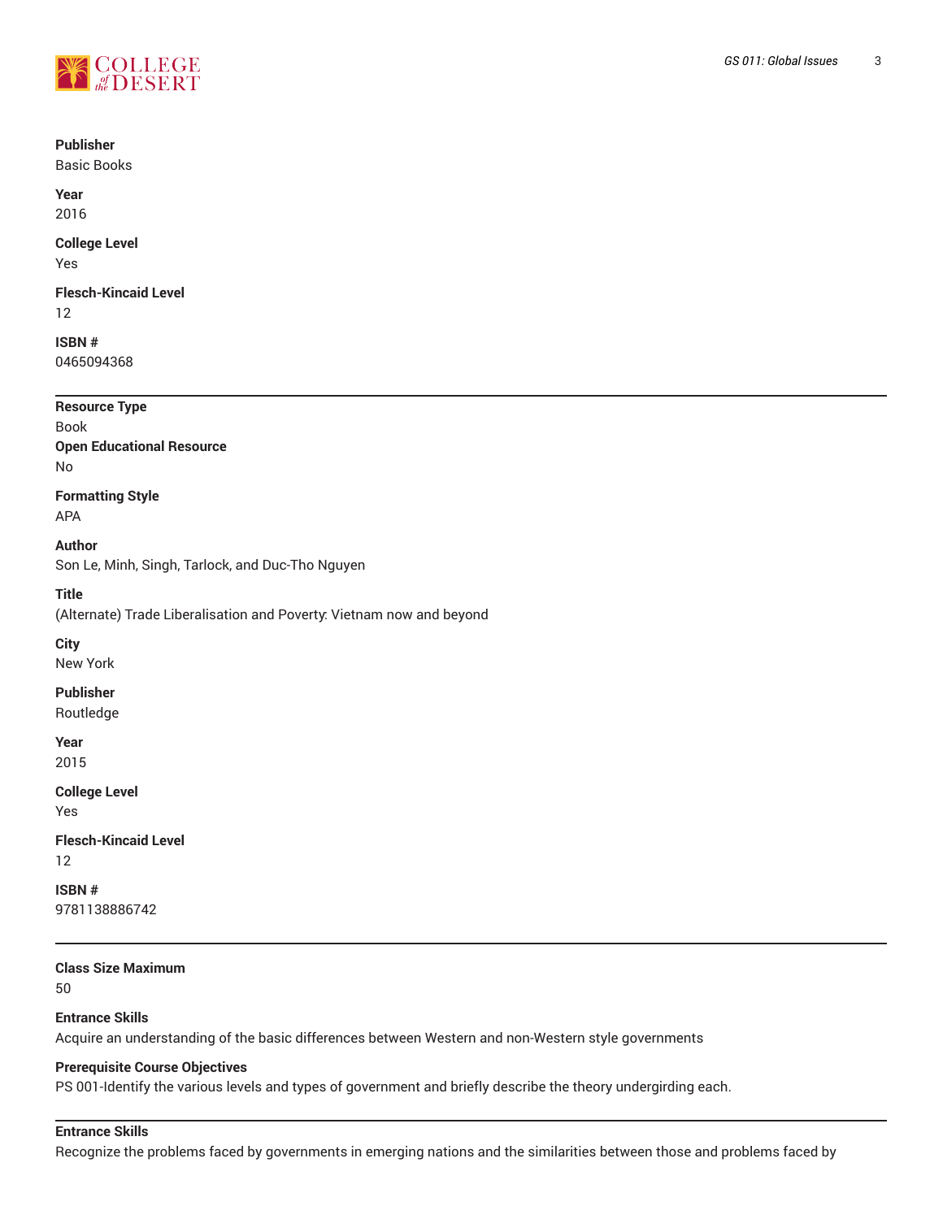**Publisher**
Basic Books

**Year**
2016

**College Level**
Yes

**Flesch-Kincaid Level**
12

**ISBN #**
0465094368

---

**Resource Type**
Book

**Open Educational Resource**
No

**Formatting Style**
APA

**Author**
Son Le, Minh, Singh, Tarlock, and Duc-Tho Nguyen

**Title**
(Alternate) Trade Liberalisation and Poverty: Vietnam now and beyond

**City**
New York

**Publisher**
Routledge

**Year**
2015

**College Level**
Yes

**Flesch-Kincaid Level**
12

**ISBN #**
9781138886742

---

**Class Size Maximum**
50

**Entrance Skills**
Acquire an understanding of the basic differences between Western and non-Western style governments

**Prerequisite Course Objectives**
PS 001-Identify the various levels and types of government and briefly describe the theory undergirding each.

---

**Entrance Skills**
Recognize the problems faced by governments in emerging nations and the similarities between those and problems faced by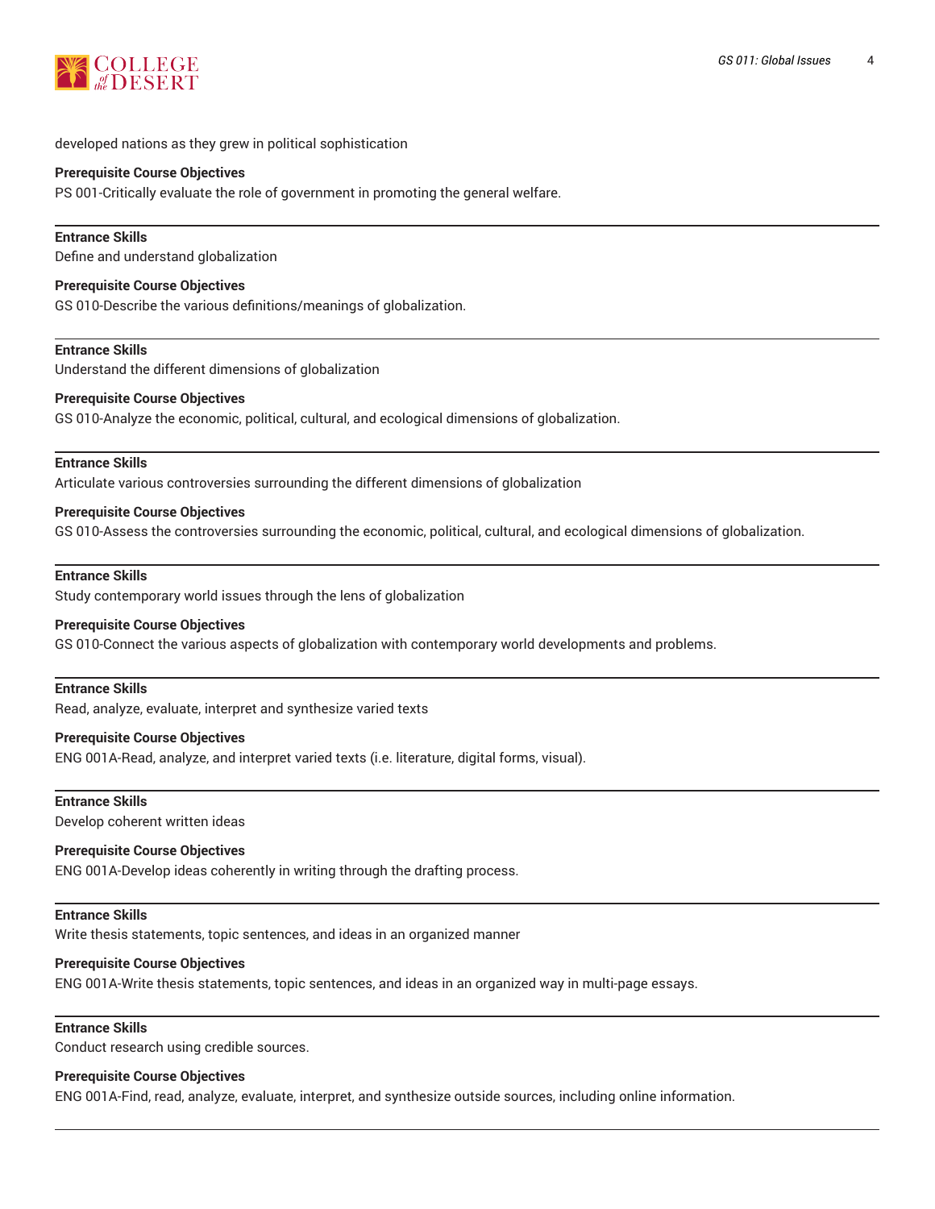developed nations as they grew in political sophistication

**Prerequisite Course Objectives**
PS 001-Critically evaluate the role of government in promoting the general welfare.

---

**Entrance Skills**
Define and understand globalization

**Prerequisite Course Objectives**
GS 010-Describe the various definitions/meanings of globalization.

---

**Entrance Skills**
Understand the different dimensions of globalization

**Prerequisite Course Objectives**
GS 010-Analyze the economic, political, cultural, and ecological dimensions of globalization.

---

**Entrance Skills**
Articulate various controversies surrounding the different dimensions of globalization

**Prerequisite Course Objectives**
GS 010-Assess the controversies surrounding the economic, political, cultural, and ecological dimensions of globalization.

---

**Entrance Skills**
Study contemporary world issues through the lens of globalization

**Prerequisite Course Objectives**
GS 010-Connect the various aspects of globalization with contemporary world developments and problems.

---

**Entrance Skills**
Read, analyze, evaluate, interpret and synthesize varied texts

**Prerequisite Course Objectives**
ENG 001A-Read, analyze, and interpret varied texts (i.e. literature, digital forms, visual).

---

**Entrance Skills**
Develop coherent written ideas

**Prerequisite Course Objectives**
ENG 001A-Develop ideas coherently in writing through the drafting process.

---

**Entrance Skills**
Write thesis statements, topic sentences, and ideas in an organized manner

**Prerequisite Course Objectives**
ENG 001A-Write thesis statements, topic sentences, and ideas in an organized way in multi-page essays.

---

**Entrance Skills**
Conduct research using credible sources.

**Prerequisite Course Objectives**
ENG 001A-Find, read, analyze, evaluate, interpret, and synthesize outside sources, including online information.

---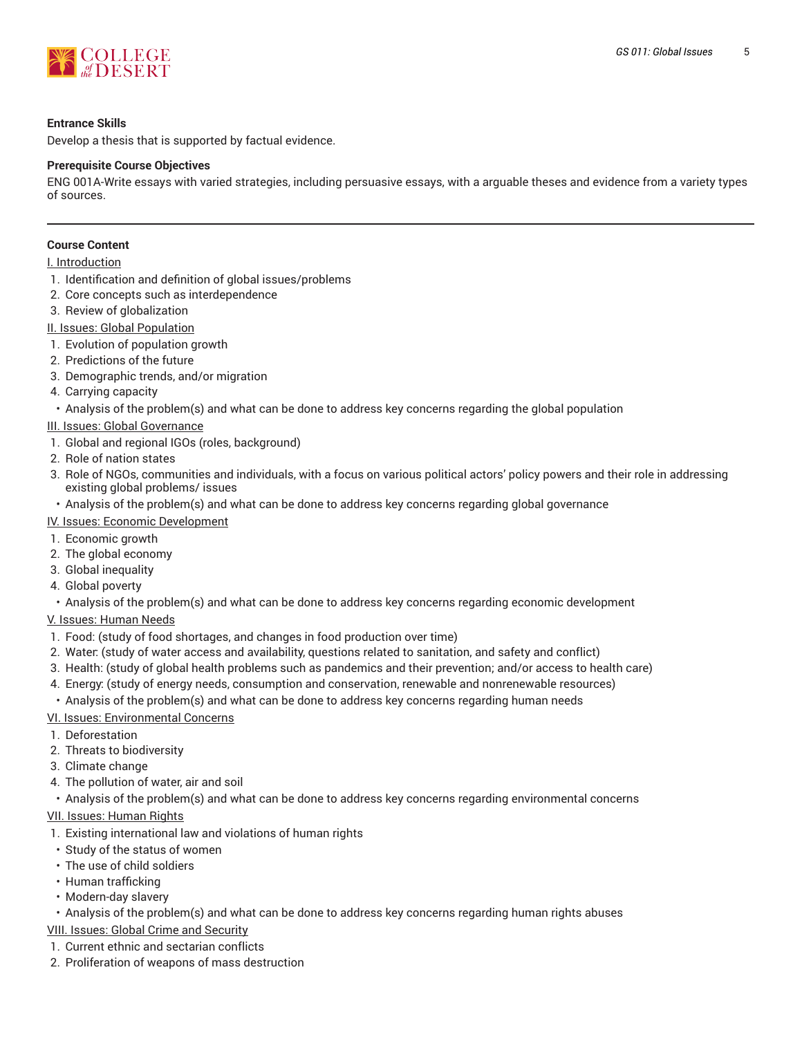**Entrance Skills**

Develop a thesis that is supported by factual evidence.

**Prerequisite Course Objectives**

ENG 001A-Write essays with varied strategies, including persuasive essays, with a arguable theses and evidence from a variety types of sources.

---

**Course Content**

I. Introduction

1. Identification and definition of global issues/problems
2. Core concepts such as interdependence
3. Review of globalization

II. Issues: Global Population

1. Evolution of population growth
2. Predictions of the future
3. Demographic trends, and/or migration
4. Carrying capacity

- Analysis of the problem(s) and what can be done to address key concerns regarding the global population

III. Issues: Global Governance

1. Global and regional IGOs (roles, background)
2. Role of nation states
3. Role of NGOs, communities and individuals, with a focus on various political actors' policy powers and their role in addressing existing global problems/ issues

- Analysis of the problem(s) and what can be done to address key concerns regarding global governance

IV. Issues: Economic Development

1. Economic growth
2. The global economy
3. Global inequality
4. Global poverty

- Analysis of the problem(s) and what can be done to address key concerns regarding economic development

V. Issues: Human Needs

1. Food: (study of food shortages, and changes in food production over time)
2. Water: (study of water access and availability, questions related to sanitation, and safety and conflict)
3. Health: (study of global health problems such as pandemics and their prevention; and/or access to health care)
4. Energy: (study of energy needs, consumption and conservation, renewable and nonrenewable resources)

- Analysis of the problem(s) and what can be done to address key concerns regarding human needs

VI. Issues: Environmental Concerns

1. Deforestation
2. Threats to biodiversity
3. Climate change
4. The pollution of water, air and soil

- Analysis of the problem(s) and what can be done to address key concerns regarding environmental concerns

VII. Issues: Human Rights

1. Existing international law and violations of human rights

- Study of the status of women
- The use of child soldiers
- Human trafficking
- Modern-day slavery
- Analysis of the problem(s) and what can be done to address key concerns regarding human rights abuses

VIII. Issues: Global Crime and Security

1. Current ethnic and sectarian conflicts
2. Proliferation of weapons of mass destruction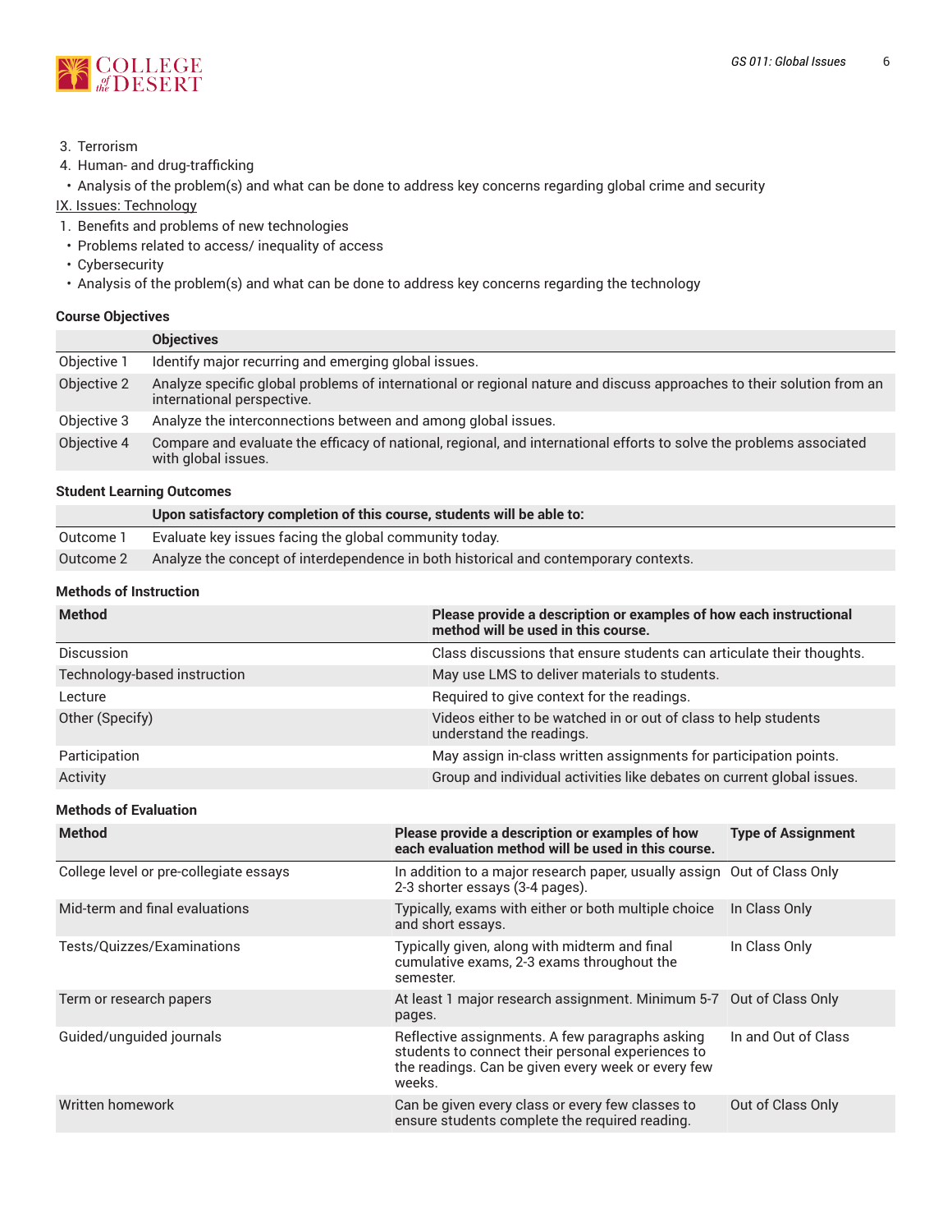3. Terrorism
4. Human- and drug-trafficking

- Analysis of the problem(s) and what can be done to address key concerns regarding global crime and security

IX. Issues: Technology

1. Benefits and problems of new technologies

- Problems related to access/ inequality of access
- Cybersecurity
- Analysis of the problem(s) and what can be done to address key concerns regarding the technology

### Course Objectives

| | Objectives |
|---|---|
| Objective 1 | Identify major recurring and emerging global issues. |
| Objective 2 | Analyze specific global problems of international or regional nature and discuss approaches to their solution from an international perspective. |
| Objective 3 | Analyze the interconnections between and among global issues. |
| Objective 4 | Compare and evaluate the efficacy of national, regional, and international efforts to solve the problems associated with global issues. |

### Student Learning Outcomes

| | Upon satisfactory completion of this course, students will be able to: |
|---|---|
| Outcome 1 | Evaluate key issues facing the global community today. |
| Outcome 2 | Analyze the concept of interdependence in both historical and contemporary contexts. |

### Methods of Instruction

| Method | Please provide a description or examples of how each instructional method will be used in this course. |
|---|---|
| Discussion | Class discussions that ensure students can articulate their thoughts. |
| Technology-based instruction | May use LMS to deliver materials to students. |
| Lecture | Required to give context for the readings. |
| Other (Specify) | Videos either to be watched in or out of class to help students understand the readings. |
| Participation | May assign in-class written assignments for participation points. |
| Activity | Group and individual activities like debates on current global issues. |

### Methods of Evaluation

| Method | Please provide a description or examples of how each evaluation method will be used in this course. | Type of Assignment |
|---|---|---|
| College level or pre-collegiate essays | In addition to a major research paper, usually assign 2-3 shorter essays (3-4 pages). | Out of Class Only |
| Mid-term and final evaluations | Typically, exams with either or both multiple choice and short essays. | In Class Only |
| Tests/Quizzes/Examinations | Typically given, along with midterm and final cumulative exams, 2-3 exams throughout the semester. | In Class Only |
| Term or research papers | At least 1 major research assignment. Minimum 5-7 pages. | Out of Class Only |
| Guided/unguided journals | Reflective assignments. A few paragraphs asking students to connect their personal experiences to the readings. Can be given every week or every few weeks. | In and Out of Class |
| Written homework | Can be given every class or every few classes to ensure students complete the required reading. | Out of Class Only |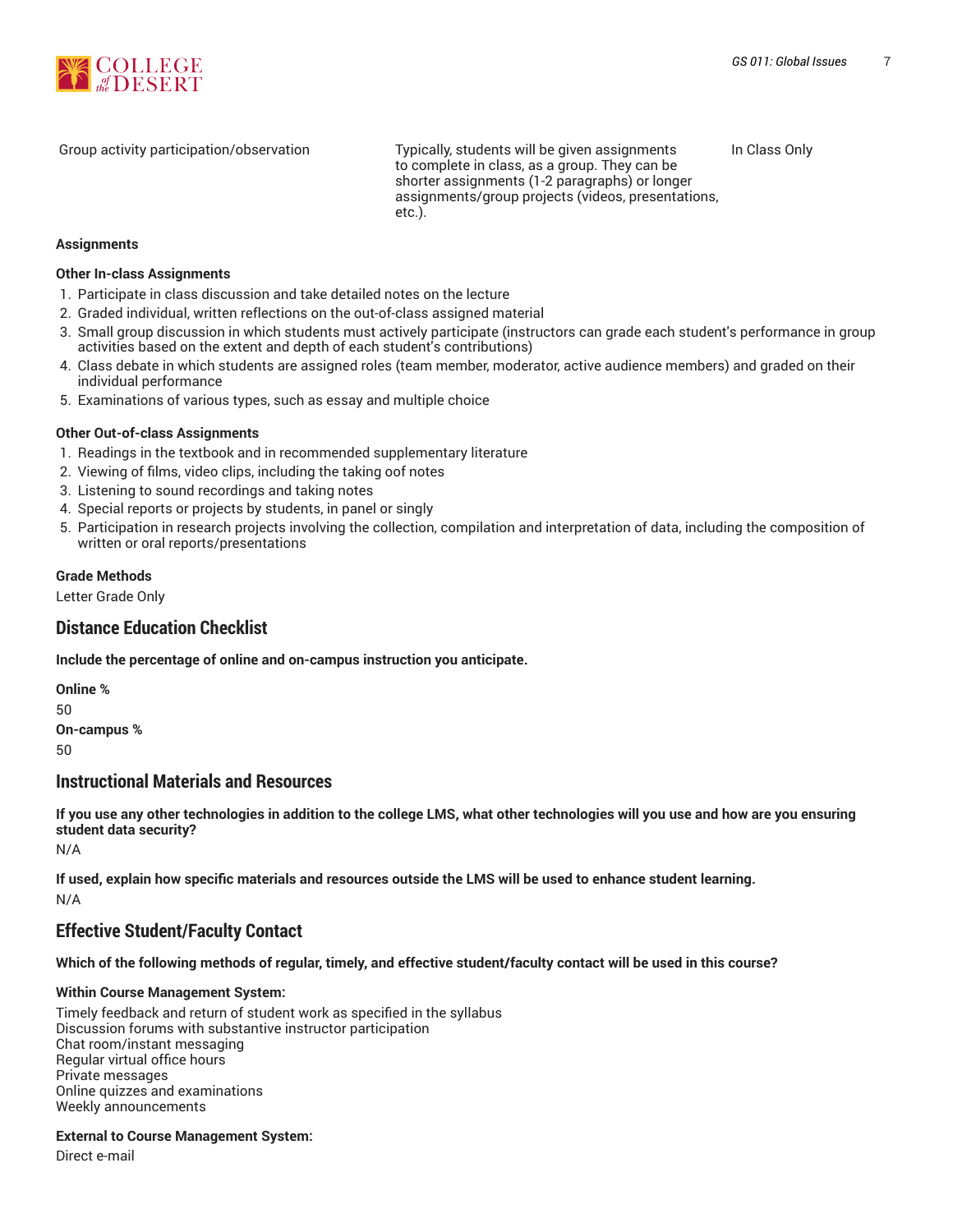| | | |
|---|---|---|
| Group activity participation/observation | Typically, students will be given assignments to complete in class, as a group. They can be shorter assignments (1-2 paragraphs) or longer assignments/group projects (videos, presentations, etc.). | In Class Only |

**Assignments**

**Other In-class Assignments**

1. Participate in class discussion and take detailed notes on the lecture
2. Graded individual, written reflections on the out-of-class assigned material
3. Small group discussion in which students must actively participate (instructors can grade each student's performance in group activities based on the extent and depth of each student's contributions)
4. Class debate in which students are assigned roles (team member, moderator, active audience members) and graded on their individual performance
5. Examinations of various types, such as essay and multiple choice

**Other Out-of-class Assignments**

1. Readings in the textbook and in recommended supplementary literature
2. Viewing of films, video clips, including the taking oof notes
3. Listening to sound recordings and taking notes
4. Special reports or projects by students, in panel or singly
5. Participation in research projects involving the collection, compilation and interpretation of data, including the composition of written or oral reports/presentations

**Grade Methods**

Letter Grade Only

## Distance Education Checklist

**Include the percentage of online and on-campus instruction you anticipate.**

**Online %**

50

**On-campus %**

50

## Instructional Materials and Resources

**If you use any other technologies in addition to the college LMS, what other technologies will you use and how are you ensuring student data security?**

N/A

**If used, explain how specific materials and resources outside the LMS will be used to enhance student learning.**

N/A

## Effective Student/Faculty Contact

**Which of the following methods of regular, timely, and effective student/faculty contact will be used in this course?**

**Within Course Management System:**

Timely feedback and return of student work as specified in the syllabus
Discussion forums with substantive instructor participation
Chat room/instant messaging
Regular virtual office hours
Private messages
Online quizzes and examinations
Weekly announcements

**External to Course Management System:**

Direct e-mail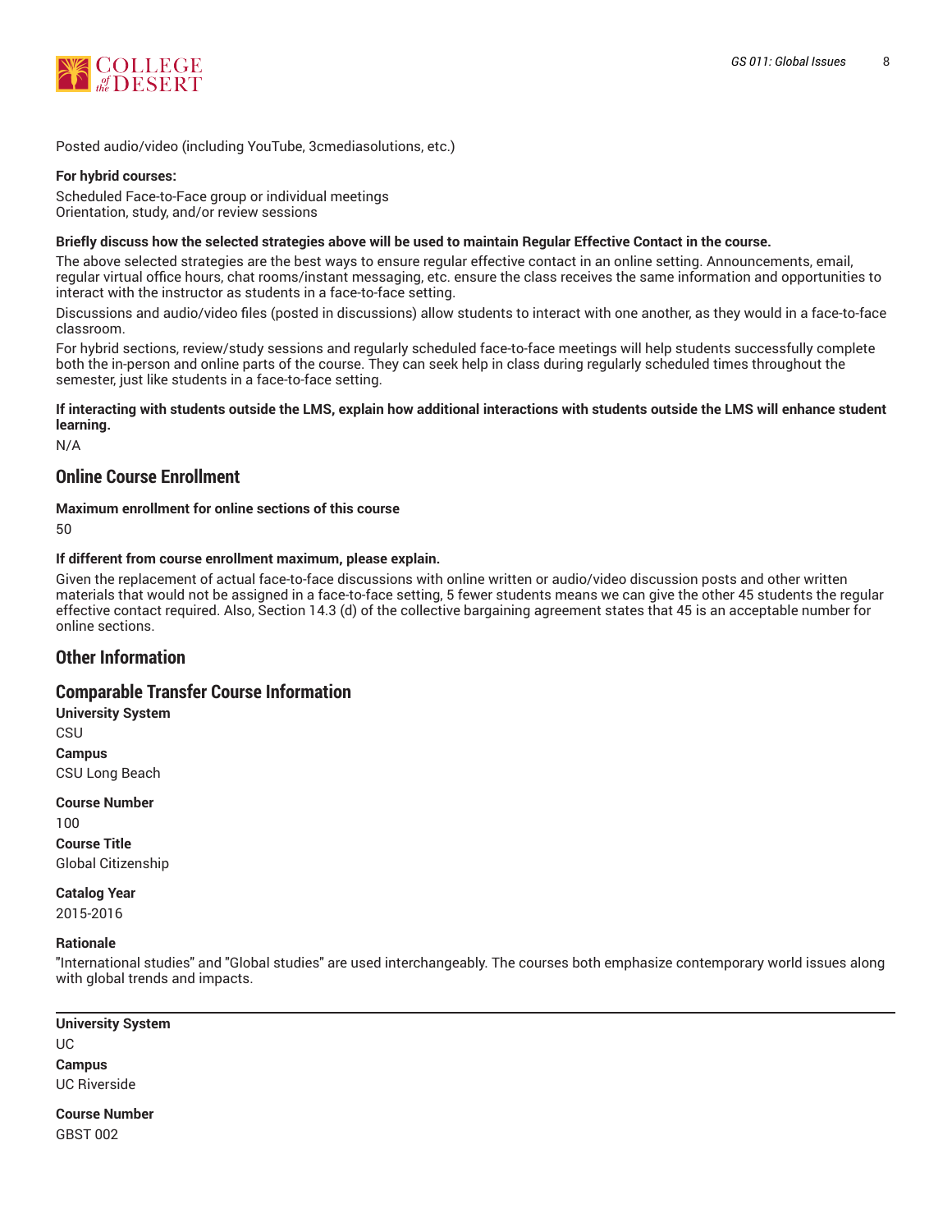Posted audio/video (including YouTube, 3cmediasolutions, etc.)

**For hybrid courses:**

Scheduled Face-to-Face group or individual meetings
Orientation, study, and/or review sessions

**Briefly discuss how the selected strategies above will be used to maintain Regular Effective Contact in the course.**

The above selected strategies are the best ways to ensure regular effective contact in an online setting. Announcements, email, regular virtual office hours, chat rooms/instant messaging, etc. ensure the class receives the same information and opportunities to interact with the instructor as students in a face-to-face setting.

Discussions and audio/video files (posted in discussions) allow students to interact with one another, as they would in a face-to-face classroom.

For hybrid sections, review/study sessions and regularly scheduled face-to-face meetings will help students successfully complete both the in-person and online parts of the course. They can seek help in class during regularly scheduled times throughout the semester, just like students in a face-to-face setting.

**If interacting with students outside the LMS, explain how additional interactions with students outside the LMS will enhance student learning.**

N/A

## Online Course Enrollment

**Maximum enrollment for online sections of this course**

50

**If different from course enrollment maximum, please explain.**

Given the replacement of actual face-to-face discussions with online written or audio/video discussion posts and other written materials that would not be assigned in a face-to-face setting, 5 fewer students means we can give the other 45 students the regular effective contact required. Also, Section 14.3 (d) of the collective bargaining agreement states that 45 is an acceptable number for online sections.

## Other Information

## Comparable Transfer Course Information

**University System**

CSU

**Campus**

CSU Long Beach

**Course Number**

100

**Course Title**

Global Citizenship

**Catalog Year**

2015-2016

**Rationale**

"International studies" and "Global studies" are used interchangeably. The courses both emphasize contemporary world issues along with global trends and impacts.

---

**University System**

UC

**Campus**

UC Riverside

**Course Number**

GBST 002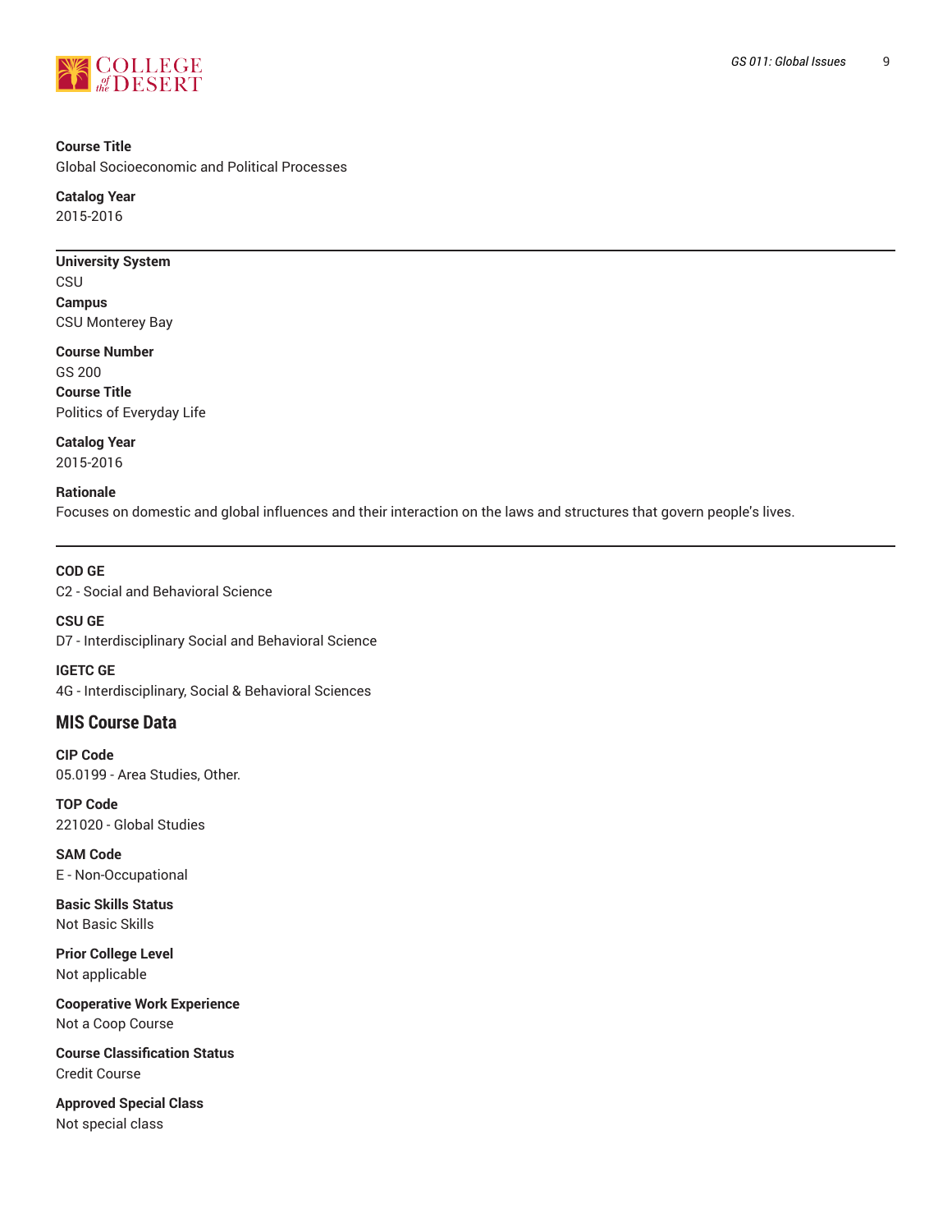**Course Title**
Global Socioeconomic and Political Processes

**Catalog Year**
2015-2016

---

**University System**
CSU
**Campus**
CSU Monterey Bay

**Course Number**
GS 200
**Course Title**
Politics of Everyday Life

**Catalog Year**
2015-2016

**Rationale**
Focuses on domestic and global influences and their interaction on the laws and structures that govern people's lives.

---

**COD GE**
C2 - Social and Behavioral Science

**CSU GE**
D7 - Interdisciplinary Social and Behavioral Science

**IGETC GE**
4G - Interdisciplinary, Social & Behavioral Sciences

## MIS Course Data

**CIP Code**
05.0199 - Area Studies, Other.

**TOP Code**
221020 - Global Studies

**SAM Code**
E - Non-Occupational

**Basic Skills Status**
Not Basic Skills

**Prior College Level**
Not applicable

**Cooperative Work Experience**
Not a Coop Course

**Course Classification Status**
Credit Course

**Approved Special Class**
Not special class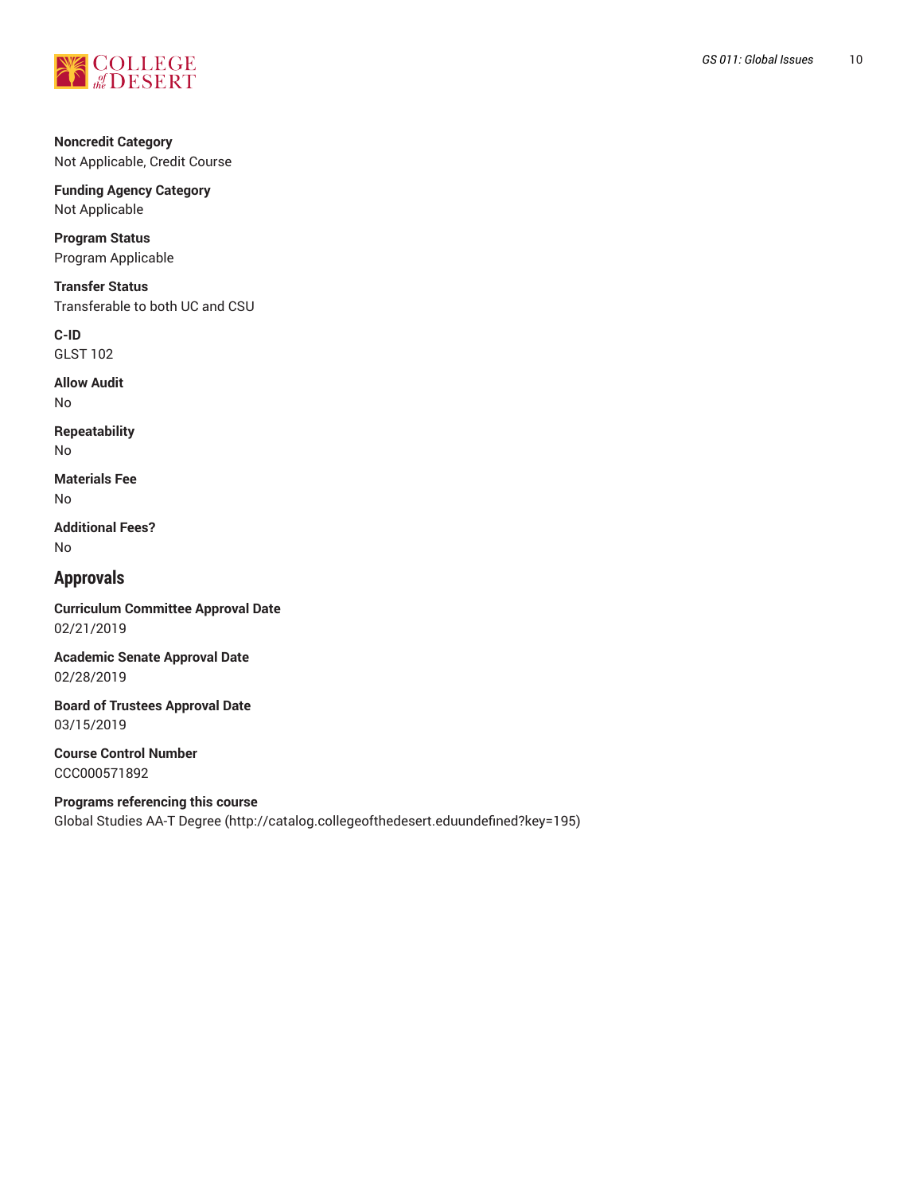**Noncredit Category**
Not Applicable, Credit Course

**Funding Agency Category**
Not Applicable

**Program Status**
Program Applicable

**Transfer Status**
Transferable to both UC and CSU

**C-ID**
GLST 102

**Allow Audit**
No

**Repeatability**
No

**Materials Fee**
No

**Additional Fees?**
No

## Approvals

**Curriculum Committee Approval Date**
02/21/2019

**Academic Senate Approval Date**
02/28/2019

**Board of Trustees Approval Date**
03/15/2019

**Course Control Number**
CCC000571892

**Programs referencing this course**
Global Studies AA-T Degree (http://catalog.collegeofthedesert.eduundefined?key=195)